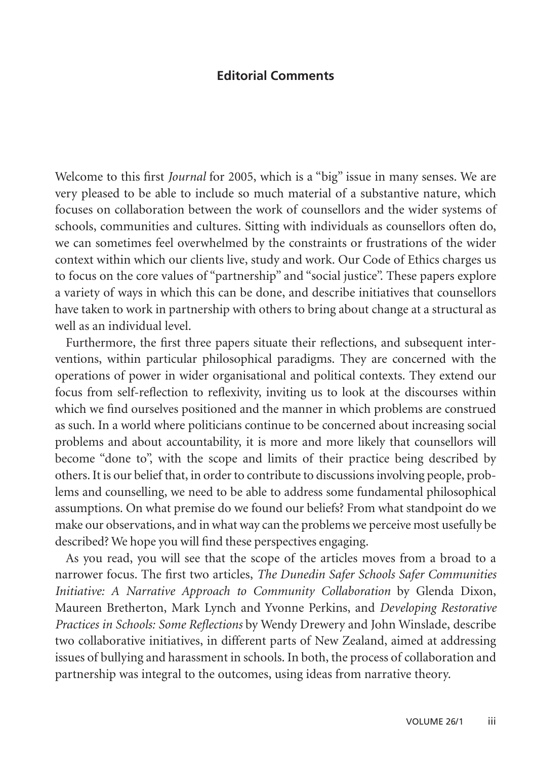## Editorial Comments

Welcome to this first *Journal* for 2005, which is a "big" issue in many senses. We are very pleased to be able to include so much material of a substantive nature, which focuses on collaboration between the work of counsellors and the wider systems of schools, communities and cultures. Sitting with individuals as counsellors often do, we can sometimes feel overwhelmed by the constraints or frustrations of the wider context within which our clients live, study and work. Our Code of Ethics charges us to focus on the core values of "partnership" and "social justice". These papers explore a variety of ways in which this can be done, and describe initiatives that counsellors have taken to work in partnership with others to bring about change at a structural as well as an individual level.

Furthermore, the first three papers situate their reflections, and subsequent interventions, within particular philosophical paradigms. They are concerned with the operations of power in wider organisational and political contexts. They extend our focus from self-reflection to reflexivity, inviting us to look at the discourses within which we find ourselves positioned and the manner in which problems are construed as such. In a world where politicians continue to be concerned about increasing social problems and about accountability, it is more and more likely that counsellors will become "done to", with the scope and limits of their practice being described by others. It is our belief that, in order to contribute to discussions involving people, problems and counselling, we need to be able to address some fundamental philosophical assumptions. On what premise do we found our beliefs? From what standpoint do we make our observations, and in what way can the problems we perceive most usefully be described? We hope you will find these perspectives engaging.

As you read, you will see that the scope of the articles moves from a broad to a narrower focus. The first two articles, *The Dunedin Safer Schools Safer Communities Initiative: A Narrative Approach to Community Collaboration* by Glenda Dixon, Maureen Bretherton, Mark Lynch and Yvonne Perkins, and *Developing Restorative Practices in Schools: Some Reflections* by Wendy Drewery and John Winslade, describe two collaborative initiatives, in different parts of New Zealand, aimed at addressing issues of bullying and harassment in schools. In both, the process of collaboration and partnership was integral to the outcomes, using ideas from narrative theory.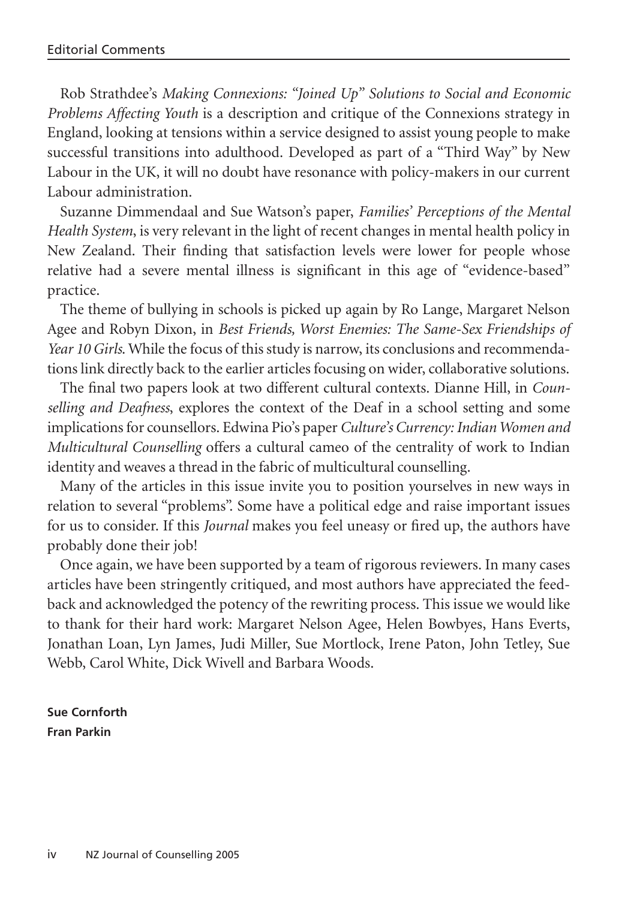Rob Strathdee's *Making Connexions: "Joined Up" Solutions to Social and Economic Problems Affecting Youth* is a description and critique of the Connexions strategy in England, looking at tensions within a service designed to assist young people to make successful transitions into adulthood. Developed as part of a "Third Way" by New Labour in the UK, it will no doubt have resonance with policy-makers in our current Labour administration.

Suzanne Dimmendaal and Sue Watson's paper, *Families' Perceptions of the Mental Health System*, is very relevant in the light of recent changes in mental health policy in New Zealand. Their finding that satisfaction levels were lower for people whose relative had a severe mental illness is significant in this age of "evidence-based" practice.

The theme of bullying in schools is picked up again by Ro Lange, Margaret Nelson Agee and Robyn Dixon, in *Best Friends, Worst Enemies: The Same-Sex Friendships of Year 10 Girls.* While the focus of this study is narrow, its conclusions and recommendations link directly back to the earlier articles focusing on wider, collaborative solutions.

The final two papers look at two different cultural contexts. Dianne Hill, in *Counselling and Deafness*, explores the context of the Deaf in a school setting and some implications for counsellors. Edwina Pio's paper *Culture's Currency: Indian Women and Multicultural Counselling* offers a cultural cameo of the centrality of work to Indian identity and weaves a thread in the fabric of multicultural counselling.

Many of the articles in this issue invite you to position yourselves in new ways in relation to several "problems". Some have a political edge and raise important issues for us to consider. If this *Journal* makes you feel uneasy or fired up, the authors have probably done their job!

Once again, we have been supported by a team of rigorous reviewers. In many cases articles have been stringently critiqued, and most authors have appreciated the feedback and acknowledged the potency of the rewriting process. This issue we would like to thank for their hard work: Margaret Nelson Agee, Helen Bowbyes, Hans Everts, Jonathan Loan, Lyn James, Judi Miller, Sue Mortlock, Irene Paton, John Tetley, Sue Webb, Carol White, Dick Wivell and Barbara Woods.

**Sue Cornforth**
**Fran Parkin**